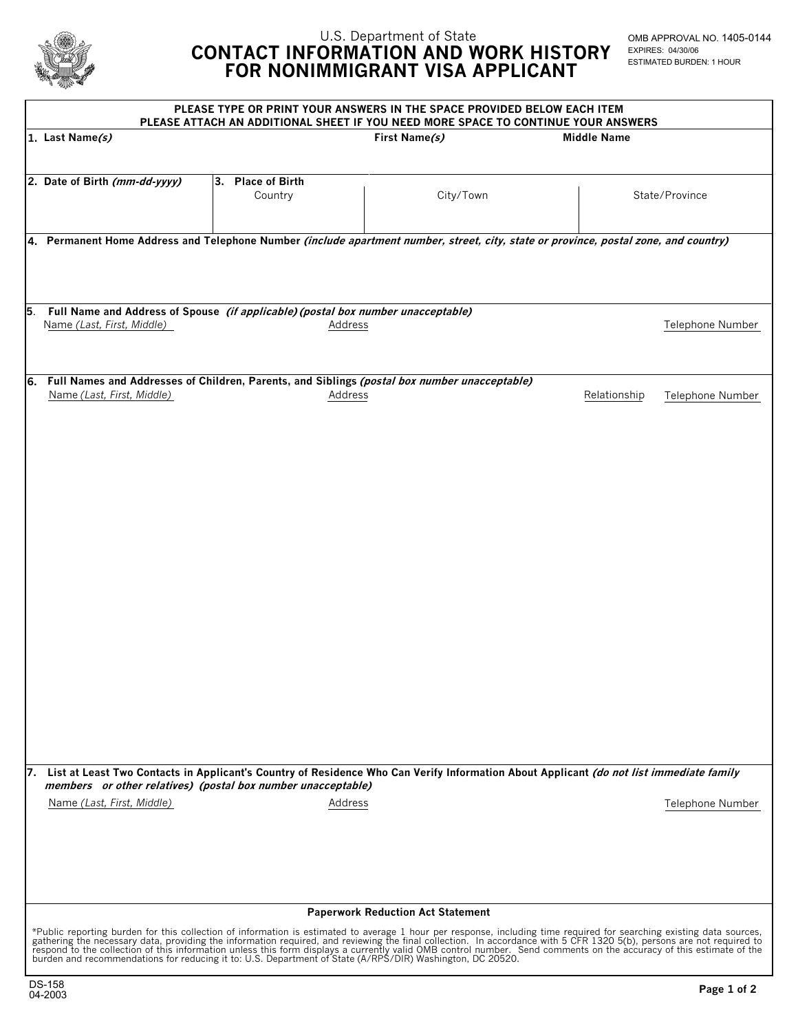U.S. Department of State

# CONTACT INFORMATION AND WORK HISTORY FOR NONIMMIGRANT VISA APPLICANT

OMB APPROVAL NO. 1405-0144
EXPIRES: 04/30/06
ESTIMATED BURDEN: 1 HOUR

**PLEASE TYPE OR PRINT YOUR ANSWERS IN THE SPACE PROVIDED BELOW EACH ITEM**
**PLEASE ATTACH AN ADDITIONAL SHEET IF YOU NEED MORE SPACE TO CONTINUE YOUR ANSWERS**

| **1. Last Name*(s)*** | **First Name*(s)*** | **Middle Name** |
|---|---|---|
| | | |

| **2. Date of Birth *(mm-dd-yyyy)*** | **3. Place of Birth** Country | City/Town | State/Province |
|---|---|---|---|
| | | | |

**4. Permanent Home Address and Telephone Number** ***(include apartment number, street, city, state or province, postal zone, and country)***

**5. Full Name and Address of Spouse** ***(if applicable) (postal box number unacceptable)***

| Name *(Last, First, Middle)* | Address | Telephone Number |
|---|---|---|
| | | |

**6. Full Names and Addresses of Children, Parents, and Siblings** ***(postal box number unacceptable)***

| Name *(Last, First, Middle)* | Address | Relationship | Telephone Number |
|---|---|---|---|
| | | | |

**7. List at Least Two Contacts in Applicant's Country of Residence Who Can Verify Information About Applicant** ***(do not list immediate family members or other relatives) (postal box number unacceptable)***

| Name *(Last, First, Middle)* | Address | Telephone Number |
|---|---|---|
| | | |

**Paperwork Reduction Act Statement**

*Public reporting burden for this collection of information is estimated to average 1 hour per response, including time required for searching existing data sources, gathering the necessary data, providing the information required, and reviewing the final collection. In accordance with 5 CFR 1320 5(b), persons are not required to respond to the collection of this information unless this form displays a currently valid OMB control number. Send comments on the accuracy of this estimate of the burden and recommendations for reducing it to: U.S. Department of State (A/RPS/DIR) Washington, DC 20520.

DS-158
04-2003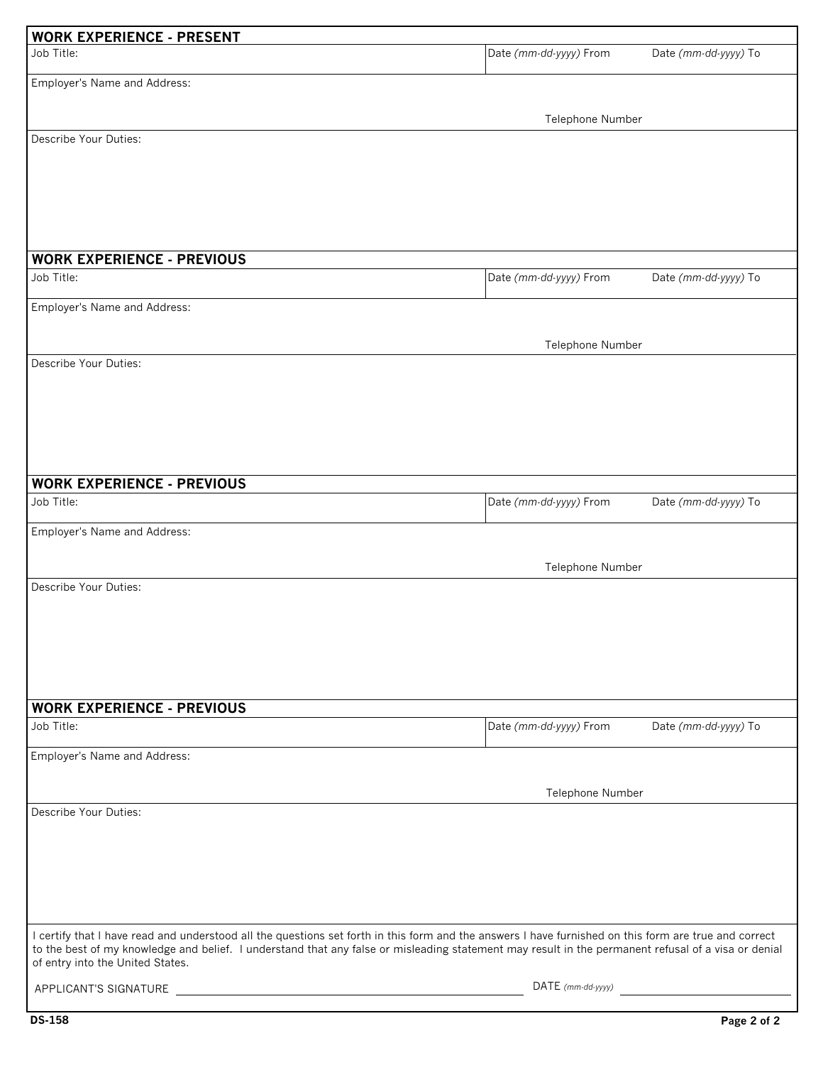## WORK EXPERIENCE - PRESENT

Job Title:

Date *(mm-dd-yyyy)* From

Date *(mm-dd-yyyy)* To

Employer's Name and Address:

Telephone Number

Describe Your Duties:

## WORK EXPERIENCE - PREVIOUS

Job Title:

Date *(mm-dd-yyyy)* From

Date *(mm-dd-yyyy)* To

Employer's Name and Address:

Telephone Number

Describe Your Duties:

## WORK EXPERIENCE - PREVIOUS

Job Title:

Date *(mm-dd-yyyy)* From

Date *(mm-dd-yyyy)* To

Employer's Name and Address:

Telephone Number

Describe Your Duties:

## WORK EXPERIENCE - PREVIOUS

Job Title:

Date *(mm-dd-yyyy)* From

Date *(mm-dd-yyyy)* To

Employer's Name and Address:

Telephone Number

Describe Your Duties:

I certify that I have read and understood all the questions set forth in this form and the answers I have furnished on this form are true and correct to the best of my knowledge and belief. I understand that any false or misleading statement may result in the permanent refusal of a visa or denial of entry into the United States.

APPLICANT'S SIGNATURE ______________________________ DATE *(mm-dd-yyyy)* ____________________

DS-158